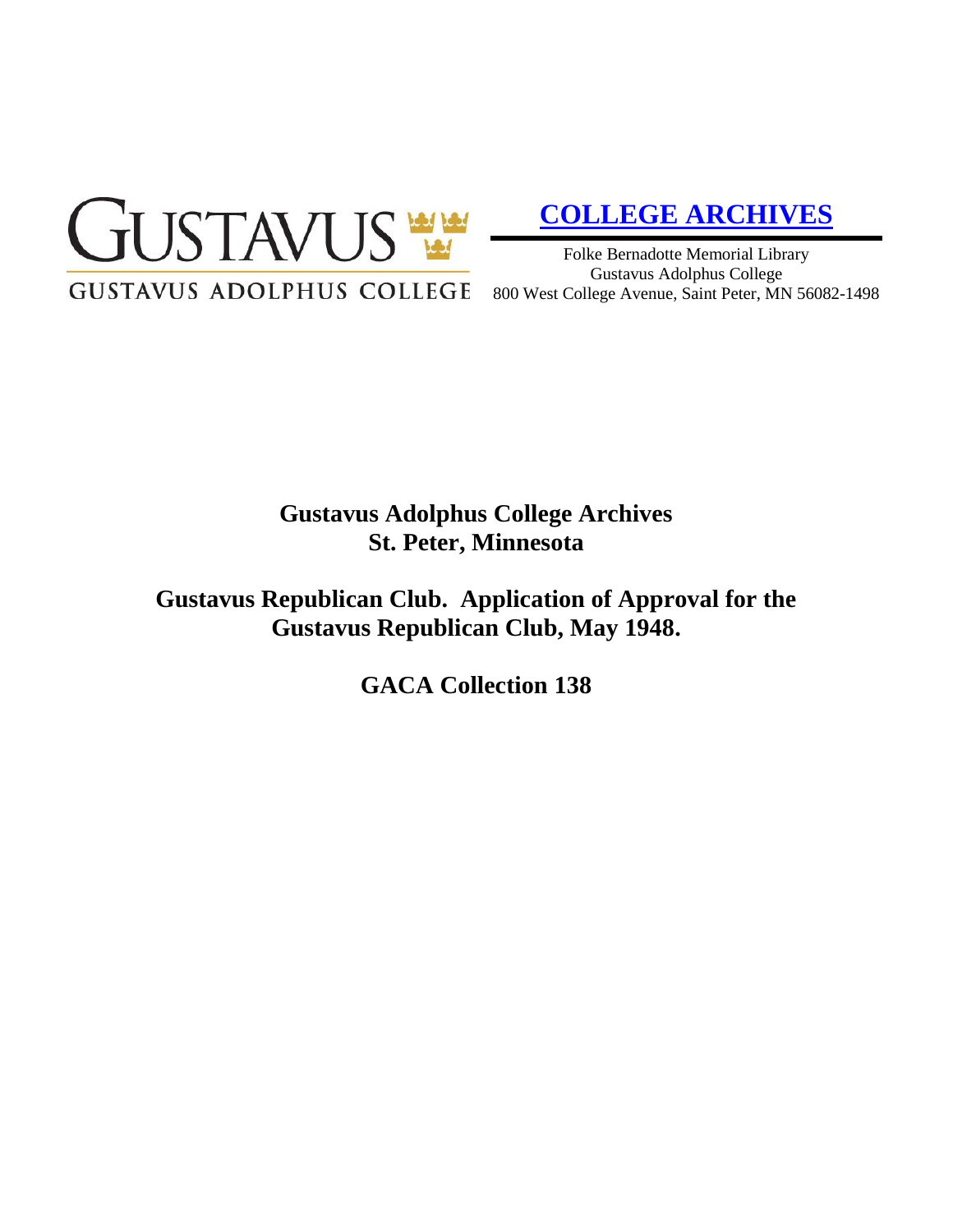GUSTAVUS

GUSTAVUS ADOLPHUS COLLEGE

**COLLEGE ARCHIVES**

Folke Bernadotte Memorial Library
Gustavus Adolphus College
800 West College Avenue, Saint Peter, MN 56082-1498

# Gustavus Adolphus College Archives
# St. Peter, Minnesota

## Gustavus Republican Club. Application of Approval for the Gustavus Republican Club, May 1948.

## GACA Collection 138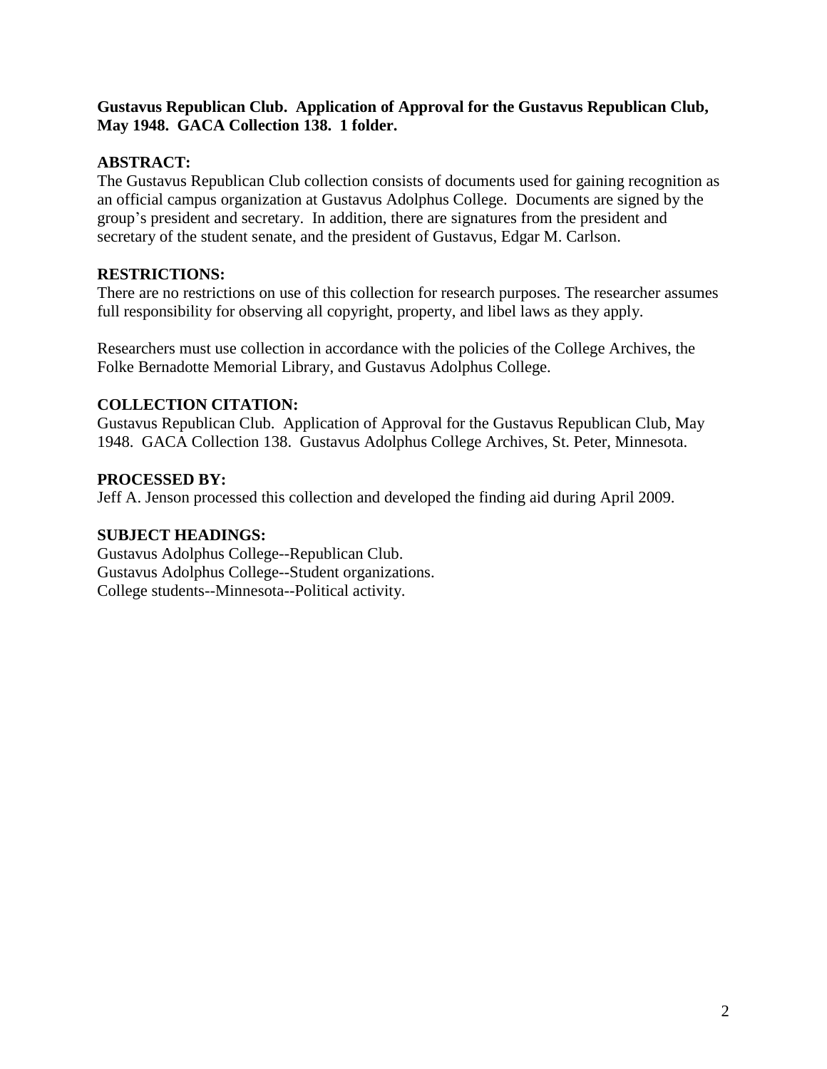**Gustavus Republican Club. Application of Approval for the Gustavus Republican Club, May 1948. GACA Collection 138. 1 folder.**

## ABSTRACT:

The Gustavus Republican Club collection consists of documents used for gaining recognition as an official campus organization at Gustavus Adolphus College. Documents are signed by the group's president and secretary. In addition, there are signatures from the president and secretary of the student senate, and the president of Gustavus, Edgar M. Carlson.

## RESTRICTIONS:

There are no restrictions on use of this collection for research purposes. The researcher assumes full responsibility for observing all copyright, property, and libel laws as they apply.

Researchers must use collection in accordance with the policies of the College Archives, the Folke Bernadotte Memorial Library, and Gustavus Adolphus College.

## COLLECTION CITATION:

Gustavus Republican Club. Application of Approval for the Gustavus Republican Club, May 1948. GACA Collection 138. Gustavus Adolphus College Archives, St. Peter, Minnesota.

## PROCESSED BY:

Jeff A. Jenson processed this collection and developed the finding aid during April 2009.

## SUBJECT HEADINGS:

Gustavus Adolphus College--Republican Club.
Gustavus Adolphus College--Student organizations.
College students--Minnesota--Political activity.